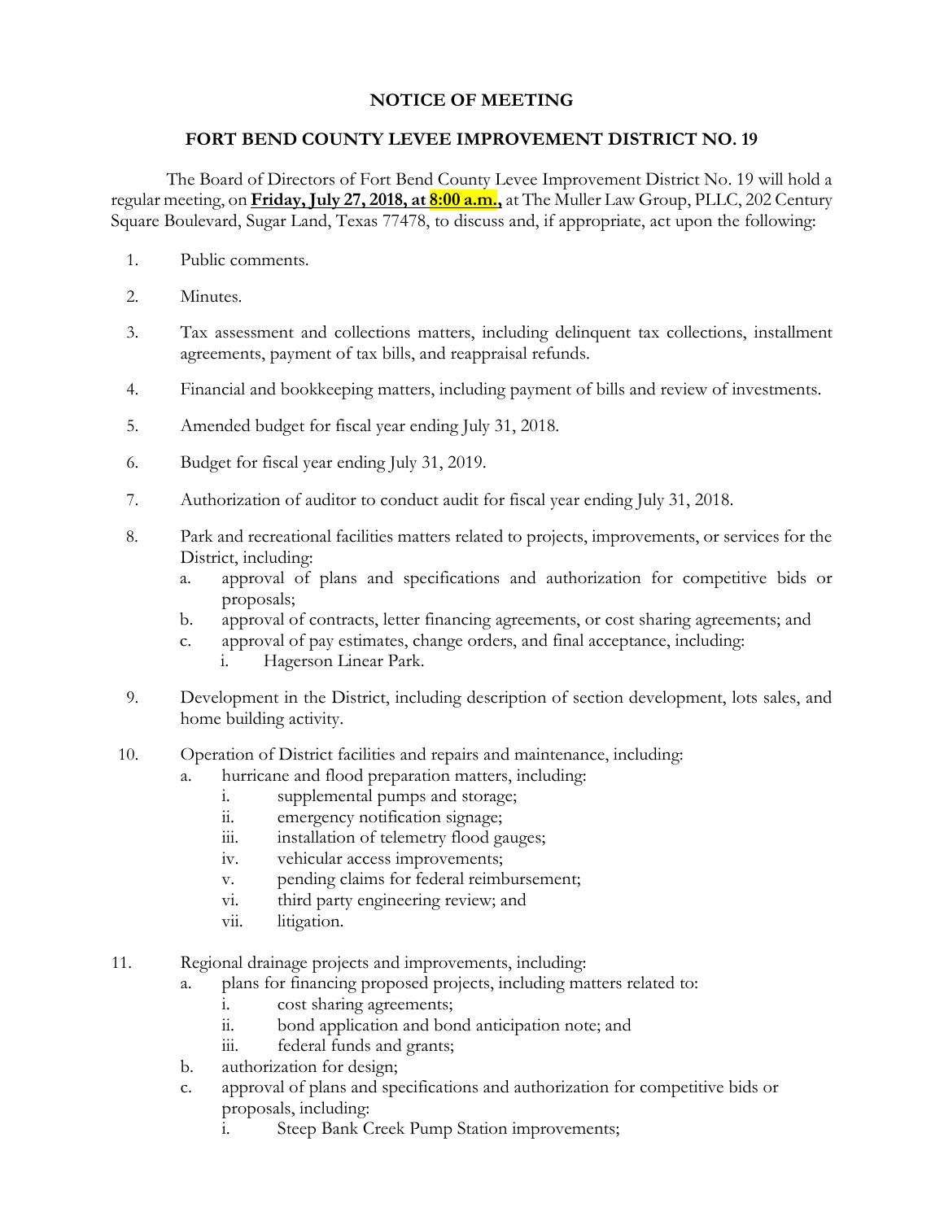# NOTICE OF MEETING

## FORT BEND COUNTY LEVEE IMPROVEMENT DISTRICT NO. 19

The Board of Directors of Fort Bend County Levee Improvement District No. 19 will hold a regular meeting, on **Friday, July 27, 2018, at 8:00 a.m.,** at The Muller Law Group, PLLC, 202 Century Square Boulevard, Sugar Land, Texas 77478, to discuss and, if appropriate, act upon the following:

1. Public comments.
2. Minutes.
3. Tax assessment and collections matters, including delinquent tax collections, installment agreements, payment of tax bills, and reappraisal refunds.
4. Financial and bookkeeping matters, including payment of bills and review of investments.
5. Amended budget for fiscal year ending July 31, 2018.
6. Budget for fiscal year ending July 31, 2019.
7. Authorization of auditor to conduct audit for fiscal year ending July 31, 2018.
8. Park and recreational facilities matters related to projects, improvements, or services for the District, including:
   a. approval of plans and specifications and authorization for competitive bids or proposals;
   b. approval of contracts, letter financing agreements, or cost sharing agreements; and
   c. approval of pay estimates, change orders, and final acceptance, including:
      i. Hagerson Linear Park.
9. Development in the District, including description of section development, lots sales, and home building activity.
10. Operation of District facilities and repairs and maintenance, including:
    a. hurricane and flood preparation matters, including:
       i. supplemental pumps and storage;
       ii. emergency notification signage;
       iii. installation of telemetry flood gauges;
       iv. vehicular access improvements;
       v. pending claims for federal reimbursement;
       vi. third party engineering review; and
       vii. litigation.
11. Regional drainage projects and improvements, including:
    a. plans for financing proposed projects, including matters related to:
       i. cost sharing agreements;
       ii. bond application and bond anticipation note; and
       iii. federal funds and grants;
    b. authorization for design;
    c. approval of plans and specifications and authorization for competitive bids or proposals, including:
       i. Steep Bank Creek Pump Station improvements;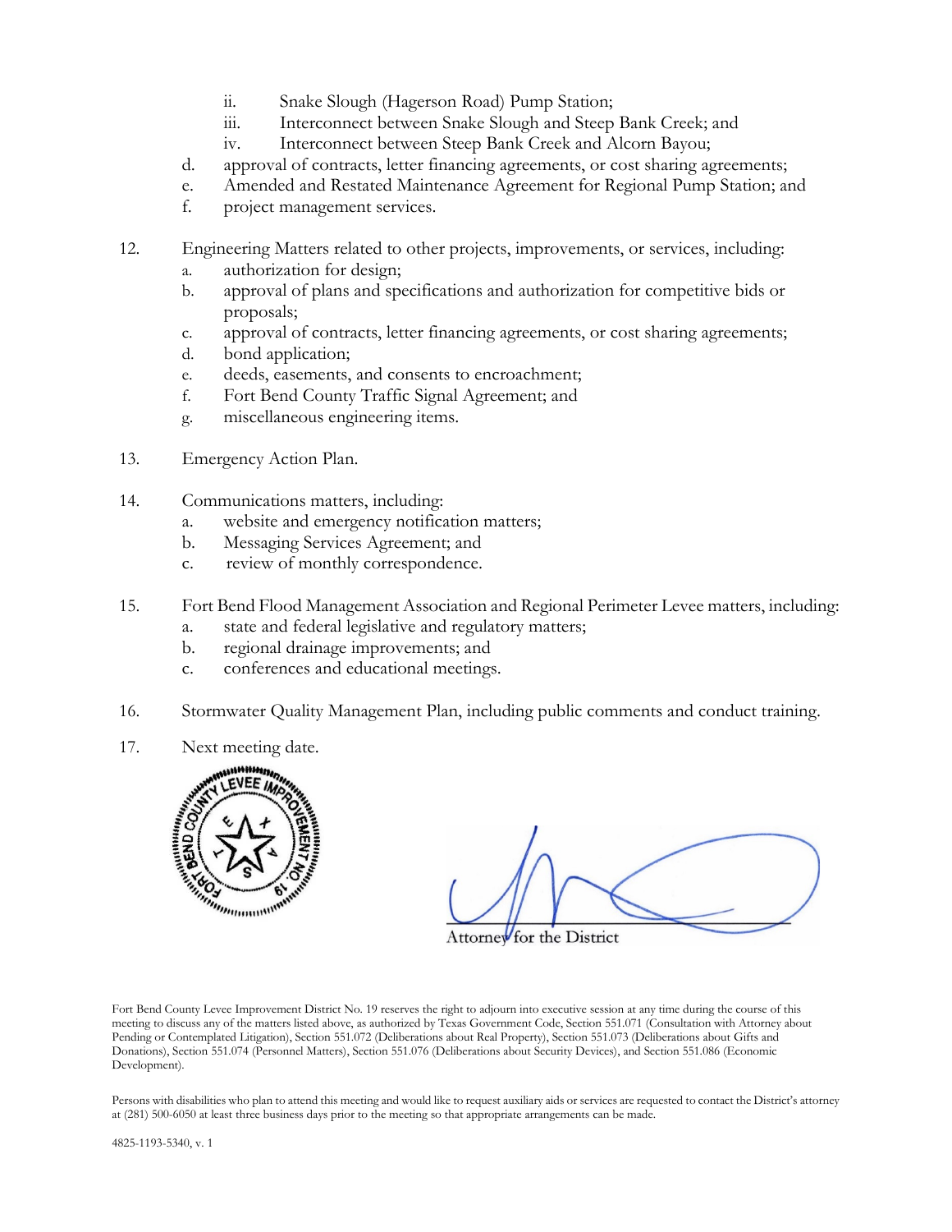- ii. Snake Slough (Hagerson Road) Pump Station;
   - iii. Interconnect between Snake Slough and Steep Bank Creek; and
   - iv. Interconnect between Steep Bank Creek and Alcorn Bayou;

d. approval of contracts, letter financing agreements, or cost sharing agreements;

e. Amended and Restated Maintenance Agreement for Regional Pump Station; and

f. project management services.

12. Engineering Matters related to other projects, improvements, or services, including:
    a. authorization for design;
    b. approval of plans and specifications and authorization for competitive bids or proposals;
    c. approval of contracts, letter financing agreements, or cost sharing agreements;
    d. bond application;
    e. deeds, easements, and consents to encroachment;
    f. Fort Bend County Traffic Signal Agreement; and
    g. miscellaneous engineering items.

13. Emergency Action Plan.

14. Communications matters, including:
    a. website and emergency notification matters;
    b. Messaging Services Agreement; and
    c. review of monthly correspondence.

15. Fort Bend Flood Management Association and Regional Perimeter Levee matters, including:
    a. state and federal legislative and regulatory matters;
    b. regional drainage improvements; and
    c. conferences and educational meetings.

16. Stormwater Quality Management Plan, including public comments and conduct training.

17. Next meeting date.

FORT BEND COUNTY LEVEE IMPROVEMENT NO. 19 — TEXAS

Attorney for the District

Fort Bend County Levee Improvement District No. 19 reserves the right to adjourn into executive session at any time during the course of this meeting to discuss any of the matters listed above, as authorized by Texas Government Code, Section 551.071 (Consultation with Attorney about Pending or Contemplated Litigation), Section 551.072 (Deliberations about Real Property), Section 551.073 (Deliberations about Gifts and Donations), Section 551.074 (Personnel Matters), Section 551.076 (Deliberations about Security Devices), and Section 551.086 (Economic Development).

Persons with disabilities who plan to attend this meeting and would like to request auxiliary aids or services are requested to contact the District's attorney at (281) 500-6050 at least three business days prior to the meeting so that appropriate arrangements can be made.

4825-1193-5340, v. 1